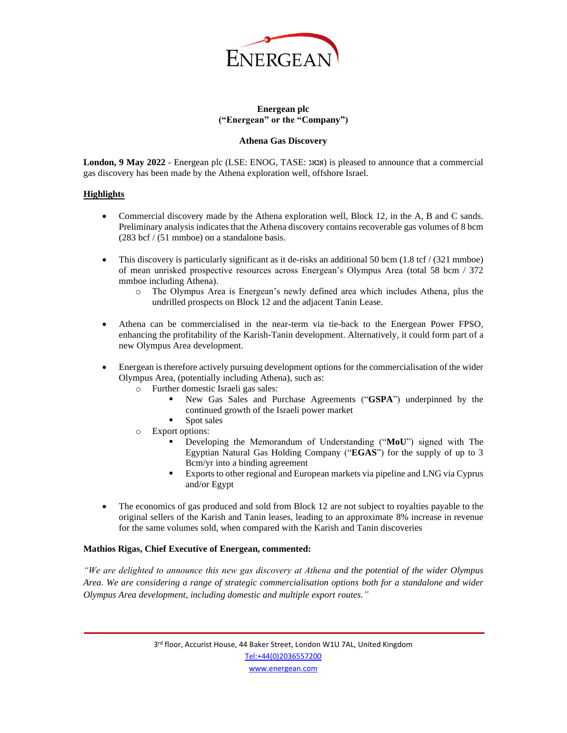ENERGEAN

**Energean plc**
**("Energean" or the "Company")**

**Athena Gas Discovery**

**London, 9 May 2022** - Energean plc (LSE: ENOG, TASE: אנאג) is pleased to announce that a commercial gas discovery has been made by the Athena exploration well, offshore Israel.

## Highlights

- Commercial discovery made by the Athena exploration well, Block 12, in the A, B and C sands. Preliminary analysis indicates that the Athena discovery contains recoverable gas volumes of 8 bcm (283 bcf / (51 mmboe) on a standalone basis.
- This discovery is particularly significant as it de-risks an additional 50 bcm (1.8 tcf / (321 mmboe) of mean unrisked prospective resources across Energean's Olympus Area (total 58 bcm / 372 mmboe including Athena).
  - The Olympus Area is Energean's newly defined area which includes Athena, plus the undrilled prospects on Block 12 and the adjacent Tanin Lease.
- Athena can be commercialised in the near-term via tie-back to the Energean Power FPSO, enhancing the profitability of the Karish-Tanin development. Alternatively, it could form part of a new Olympus Area development.
- Energean is therefore actively pursuing development options for the commercialisation of the wider Olympus Area, (potentially including Athena), such as:
  - Further domestic Israeli gas sales:
    - New Gas Sales and Purchase Agreements ("**GSPA**") underpinned by the continued growth of the Israeli power market
    - Spot sales
  - Export options:
    - Developing the Memorandum of Understanding ("**MoU**") signed with The Egyptian Natural Gas Holding Company ("**EGAS**") for the supply of up to 3 Bcm/yr into a binding agreement
    - Exports to other regional and European markets via pipeline and LNG via Cyprus and/or Egypt
- The economics of gas produced and sold from Block 12 are not subject to royalties payable to the original sellers of the Karish and Tanin leases, leading to an approximate 8% increase in revenue for the same volumes sold, when compared with the Karish and Tanin discoveries

**Mathios Rigas, Chief Executive of Energean, commented:**

*"We are delighted to announce this new gas discovery at Athena and the potential of the wider Olympus Area. We are considering a range of strategic commercialisation options both for a standalone and wider Olympus Area development, including domestic and multiple export routes."*

3rd floor, Accurist House, 44 Baker Street, London W1U 7AL, United Kingdom
Tel:+44(0)2036557200
www.energean.com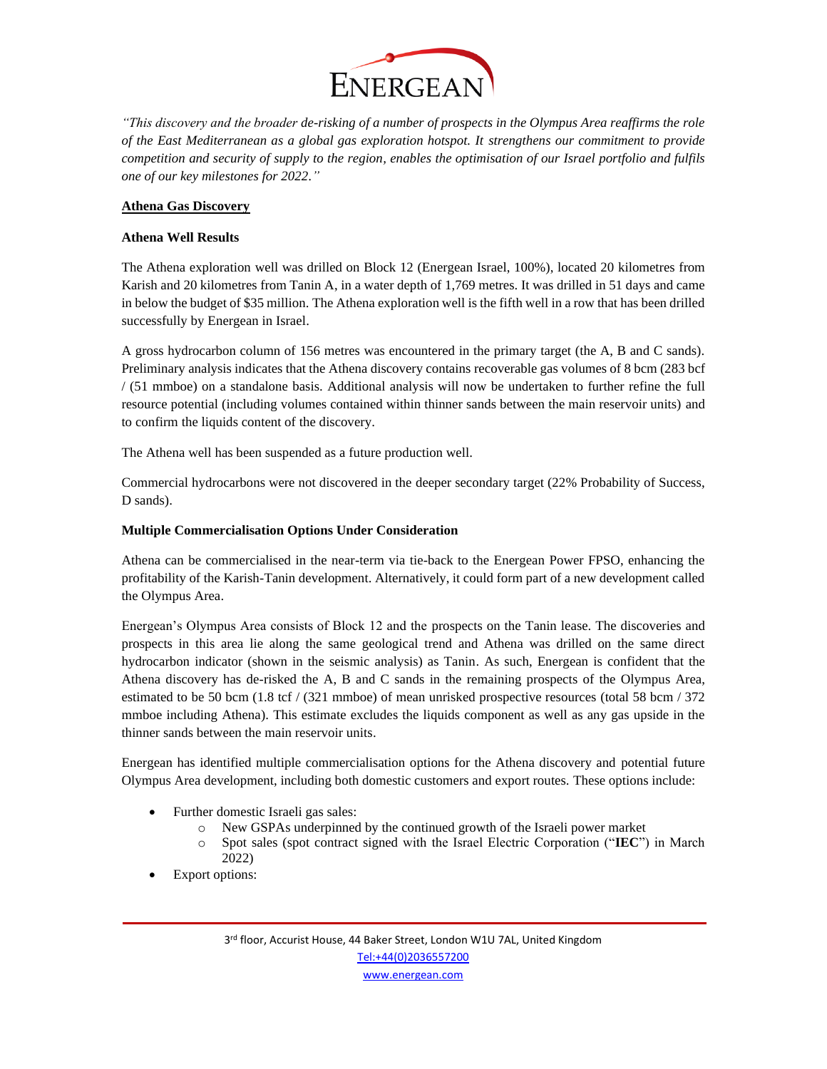*"This discovery and the broader de-risking of a number of prospects in the Olympus Area reaffirms the role of the East Mediterranean as a global gas exploration hotspot. It strengthens our commitment to provide competition and security of supply to the region, enables the optimisation of our Israel portfolio and fulfils one of our key milestones for 2022."*

## Athena Gas Discovery

### Athena Well Results

The Athena exploration well was drilled on Block 12 (Energean Israel, 100%), located 20 kilometres from Karish and 20 kilometres from Tanin A, in a water depth of 1,769 metres. It was drilled in 51 days and came in below the budget of $35 million. The Athena exploration well is the fifth well in a row that has been drilled successfully by Energean in Israel.

A gross hydrocarbon column of 156 metres was encountered in the primary target (the A, B and C sands). Preliminary analysis indicates that the Athena discovery contains recoverable gas volumes of 8 bcm (283 bcf / (51 mmboe) on a standalone basis. Additional analysis will now be undertaken to further refine the full resource potential (including volumes contained within thinner sands between the main reservoir units) and to confirm the liquids content of the discovery.

The Athena well has been suspended as a future production well.

Commercial hydrocarbons were not discovered in the deeper secondary target (22% Probability of Success, D sands).

### Multiple Commercialisation Options Under Consideration

Athena can be commercialised in the near-term via tie-back to the Energean Power FPSO, enhancing the profitability of the Karish-Tanin development. Alternatively, it could form part of a new development called the Olympus Area.

Energean's Olympus Area consists of Block 12 and the prospects on the Tanin lease. The discoveries and prospects in this area lie along the same geological trend and Athena was drilled on the same direct hydrocarbon indicator (shown in the seismic analysis) as Tanin. As such, Energean is confident that the Athena discovery has de-risked the A, B and C sands in the remaining prospects of the Olympus Area, estimated to be 50 bcm (1.8 tcf / (321 mmboe) of mean unrisked prospective resources (total 58 bcm / 372 mmboe including Athena). This estimate excludes the liquids component as well as any gas upside in the thinner sands between the main reservoir units.

Energean has identified multiple commercialisation options for the Athena discovery and potential future Olympus Area development, including both domestic customers and export routes. These options include:

- Further domestic Israeli gas sales:
  - New GSPAs underpinned by the continued growth of the Israeli power market
  - Spot sales (spot contract signed with the Israel Electric Corporation ("**IEC**") in March 2022)
- Export options: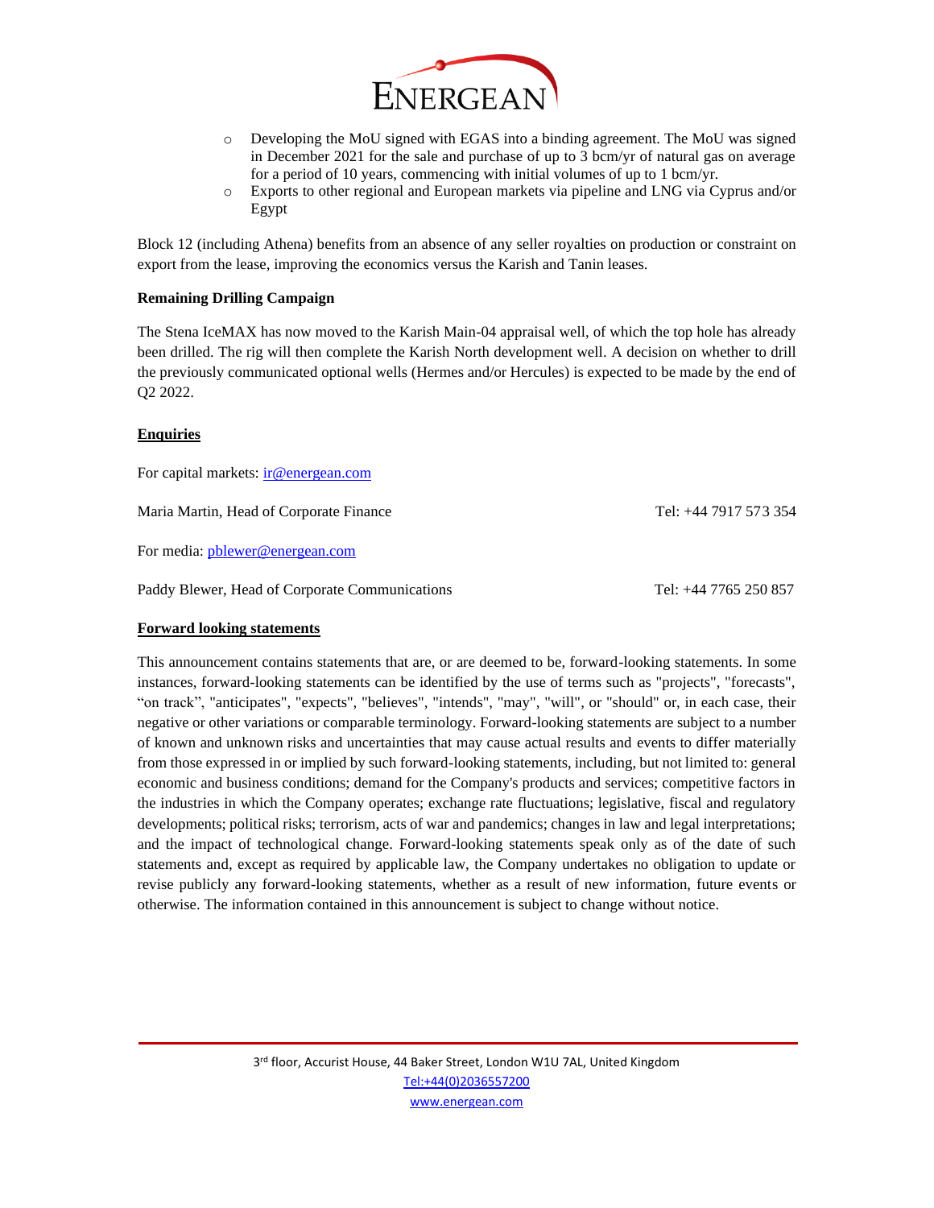- Developing the MoU signed with EGAS into a binding agreement. The MoU was signed in December 2021 for the sale and purchase of up to 3 bcm/yr of natural gas on average for a period of 10 years, commencing with initial volumes of up to 1 bcm/yr.
- Exports to other regional and European markets via pipeline and LNG via Cyprus and/or Egypt

Block 12 (including Athena) benefits from an absence of any seller royalties on production or constraint on export from the lease, improving the economics versus the Karish and Tanin leases.

**Remaining Drilling Campaign**

The Stena IceMAX has now moved to the Karish Main-04 appraisal well, of which the top hole has already been drilled. The rig will then complete the Karish North development well. A decision on whether to drill the previously communicated optional wells (Hermes and/or Hercules) is expected to be made by the end of Q2 2022.

**Enquiries**

For capital markets: ir@energean.com

Maria Martin, Head of Corporate Finance — Tel: +44 7917 573 354

For media: pblewer@energean.com

Paddy Blewer, Head of Corporate Communications — Tel: +44 7765 250 857

**Forward looking statements**

This announcement contains statements that are, or are deemed to be, forward-looking statements. In some instances, forward-looking statements can be identified by the use of terms such as "projects", "forecasts", "on track", "anticipates", "expects", "believes", "intends", "may", "will", or "should" or, in each case, their negative or other variations or comparable terminology. Forward-looking statements are subject to a number of known and unknown risks and uncertainties that may cause actual results and events to differ materially from those expressed in or implied by such forward-looking statements, including, but not limited to: general economic and business conditions; demand for the Company's products and services; competitive factors in the industries in which the Company operates; exchange rate fluctuations; legislative, fiscal and regulatory developments; political risks; terrorism, acts of war and pandemics; changes in law and legal interpretations; and the impact of technological change. Forward-looking statements speak only as of the date of such statements and, except as required by applicable law, the Company undertakes no obligation to update or revise publicly any forward-looking statements, whether as a result of new information, future events or otherwise. The information contained in this announcement is subject to change without notice.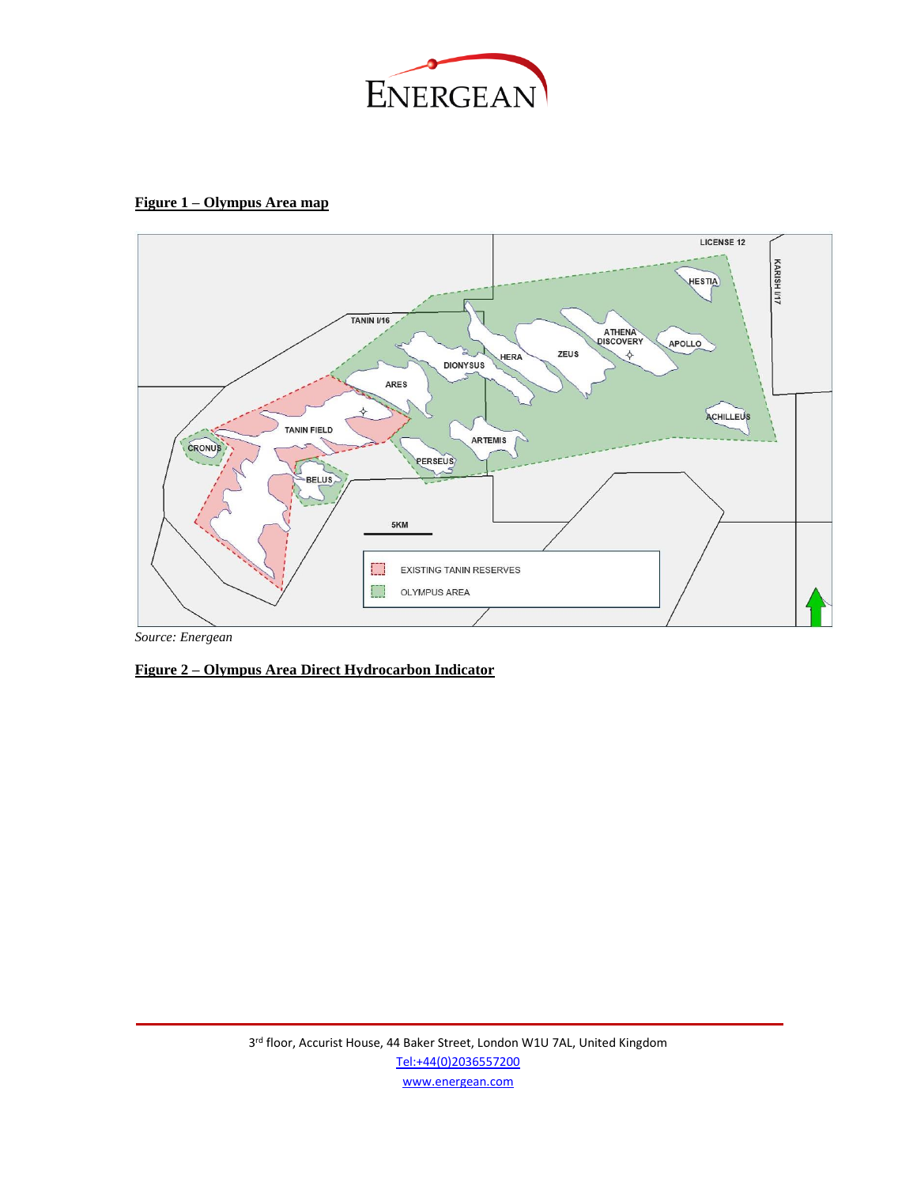**Figure 1 – Olympus Area map**

*Source: Energean*

**Figure 2 – Olympus Area Direct Hydrocarbon Indicator**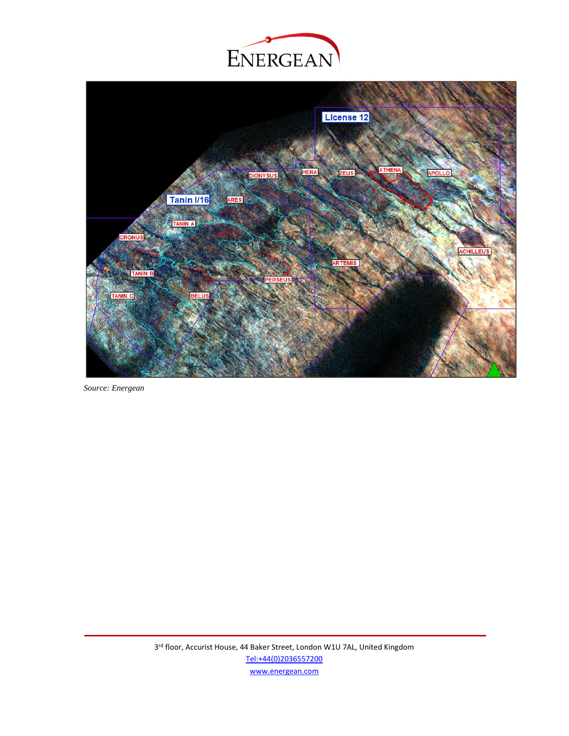License 12
DIONYSUS
HERA
ZEUS
ATHENA
APOLLO
Tanin I/16
ARES
TANIN A
CRONUS
ACHILLEUS
ARTEMIS
TANIN B
PERSEUS
TANIN C
BELUS

*Source: Energean*